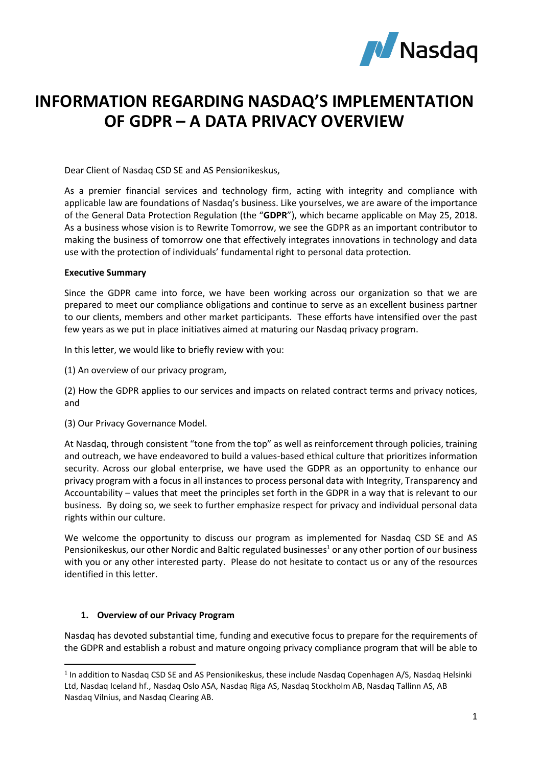# INFORMATION REGARDING NASDAQ'S IMPLEMENTATION OF GDPR – A DATA PRIVACY OVERVIEW

Dear Client of Nasdaq CSD SE and AS Pensionikeskus,

As a premier financial services and technology firm, acting with integrity and compliance with applicable law are foundations of Nasdaq's business. Like yourselves, we are aware of the importance of the General Data Protection Regulation (the "**GDPR**"), which became applicable on May 25, 2018. As a business whose vision is to Rewrite Tomorrow, we see the GDPR as an important contributor to making the business of tomorrow one that effectively integrates innovations in technology and data use with the protection of individuals' fundamental right to personal data protection.

**Executive Summary**

Since the GDPR came into force, we have been working across our organization so that we are prepared to meet our compliance obligations and continue to serve as an excellent business partner to our clients, members and other market participants. These efforts have intensified over the past few years as we put in place initiatives aimed at maturing our Nasdaq privacy program.

In this letter, we would like to briefly review with you:

(1) An overview of our privacy program,

(2) How the GDPR applies to our services and impacts on related contract terms and privacy notices, and

(3) Our Privacy Governance Model.

At Nasdaq, through consistent "tone from the top" as well as reinforcement through policies, training and outreach, we have endeavored to build a values-based ethical culture that prioritizes information security. Across our global enterprise, we have used the GDPR as an opportunity to enhance our privacy program with a focus in all instances to process personal data with Integrity, Transparency and Accountability – values that meet the principles set forth in the GDPR in a way that is relevant to our business. By doing so, we seek to further emphasize respect for privacy and individual personal data rights within our culture.

We welcome the opportunity to discuss our program as implemented for Nasdaq CSD SE and AS Pensionikeskus, our other Nordic and Baltic regulated businesses[1] or any other portion of our business with you or any other interested party. Please do not hesitate to contact us or any of the resources identified in this letter.

## 1. Overview of our Privacy Program

Nasdaq has devoted substantial time, funding and executive focus to prepare for the requirements of the GDPR and establish a robust and mature ongoing privacy compliance program that will be able to

[1] In addition to Nasdaq CSD SE and AS Pensionikeskus, these include Nasdaq Copenhagen A/S, Nasdaq Helsinki Ltd, Nasdaq Iceland hf., Nasdaq Oslo ASA, Nasdaq Riga AS, Nasdaq Stockholm AB, Nasdaq Tallinn AS, AB Nasdaq Vilnius, and Nasdaq Clearing AB.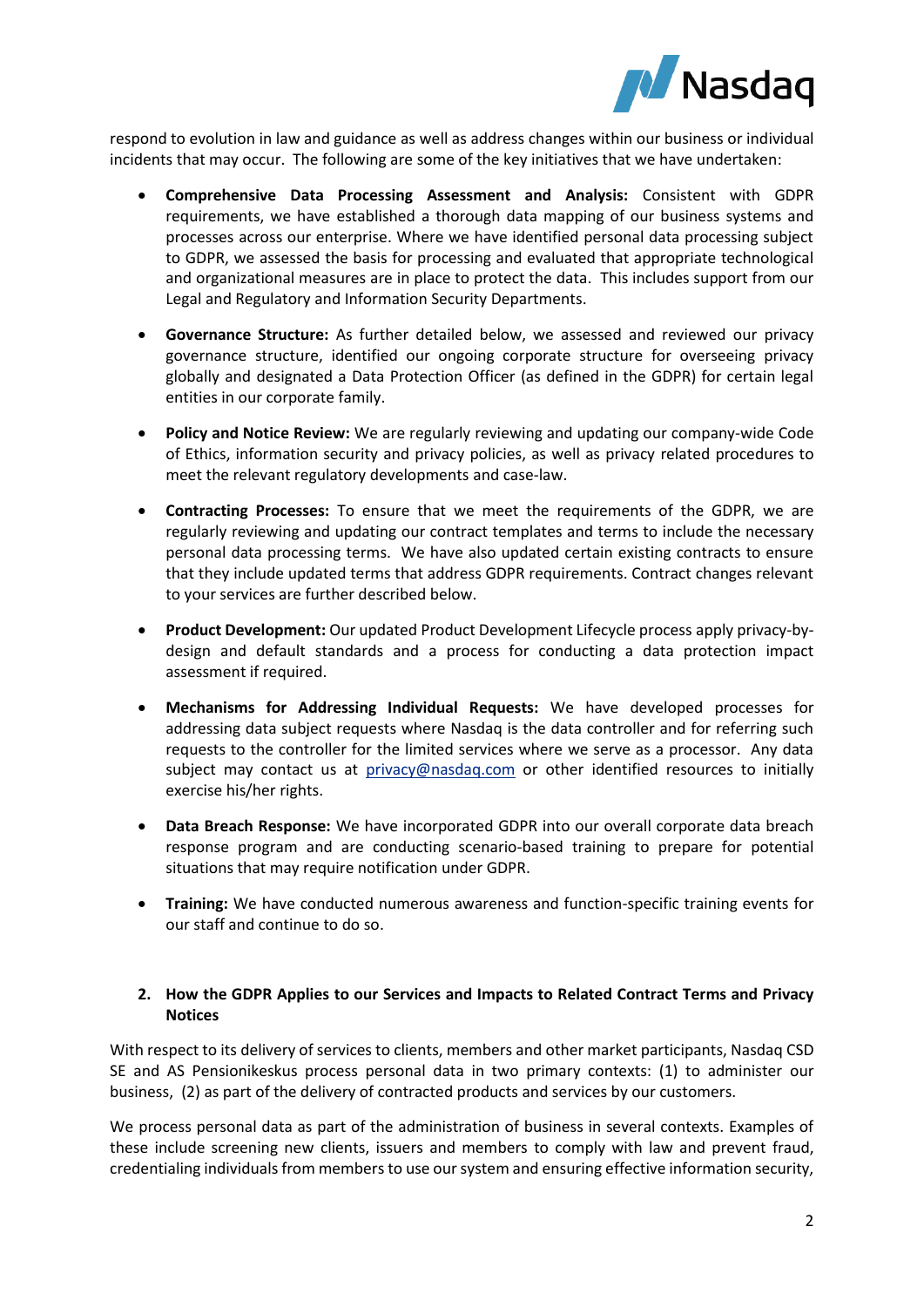respond to evolution in law and guidance as well as address changes within our business or individual incidents that may occur. The following are some of the key initiatives that we have undertaken:

- **Comprehensive Data Processing Assessment and Analysis:** Consistent with GDPR requirements, we have established a thorough data mapping of our business systems and processes across our enterprise. Where we have identified personal data processing subject to GDPR, we assessed the basis for processing and evaluated that appropriate technological and organizational measures are in place to protect the data. This includes support from our Legal and Regulatory and Information Security Departments.

- **Governance Structure:** As further detailed below, we assessed and reviewed our privacy governance structure, identified our ongoing corporate structure for overseeing privacy globally and designated a Data Protection Officer (as defined in the GDPR) for certain legal entities in our corporate family.

- **Policy and Notice Review:** We are regularly reviewing and updating our company-wide Code of Ethics, information security and privacy policies, as well as privacy related procedures to meet the relevant regulatory developments and case-law.

- **Contracting Processes:** To ensure that we meet the requirements of the GDPR, we are regularly reviewing and updating our contract templates and terms to include the necessary personal data processing terms. We have also updated certain existing contracts to ensure that they include updated terms that address GDPR requirements. Contract changes relevant to your services are further described below.

- **Product Development:** Our updated Product Development Lifecycle process apply privacy-by-design and default standards and a process for conducting a data protection impact assessment if required.

- **Mechanisms for Addressing Individual Requests:** We have developed processes for addressing data subject requests where Nasdaq is the data controller and for referring such requests to the controller for the limited services where we serve as a processor. Any data subject may contact us at privacy@nasdaq.com or other identified resources to initially exercise his/her rights.

- **Data Breach Response:** We have incorporated GDPR into our overall corporate data breach response program and are conducting scenario-based training to prepare for potential situations that may require notification under GDPR.

- **Training:** We have conducted numerous awareness and function-specific training events for our staff and continue to do so.

## 2. How the GDPR Applies to our Services and Impacts to Related Contract Terms and Privacy Notices

With respect to its delivery of services to clients, members and other market participants, Nasdaq CSD SE and AS Pensionikeskus process personal data in two primary contexts: (1) to administer our business, (2) as part of the delivery of contracted products and services by our customers.

We process personal data as part of the administration of business in several contexts. Examples of these include screening new clients, issuers and members to comply with law and prevent fraud, credentialing individuals from members to use our system and ensuring effective information security,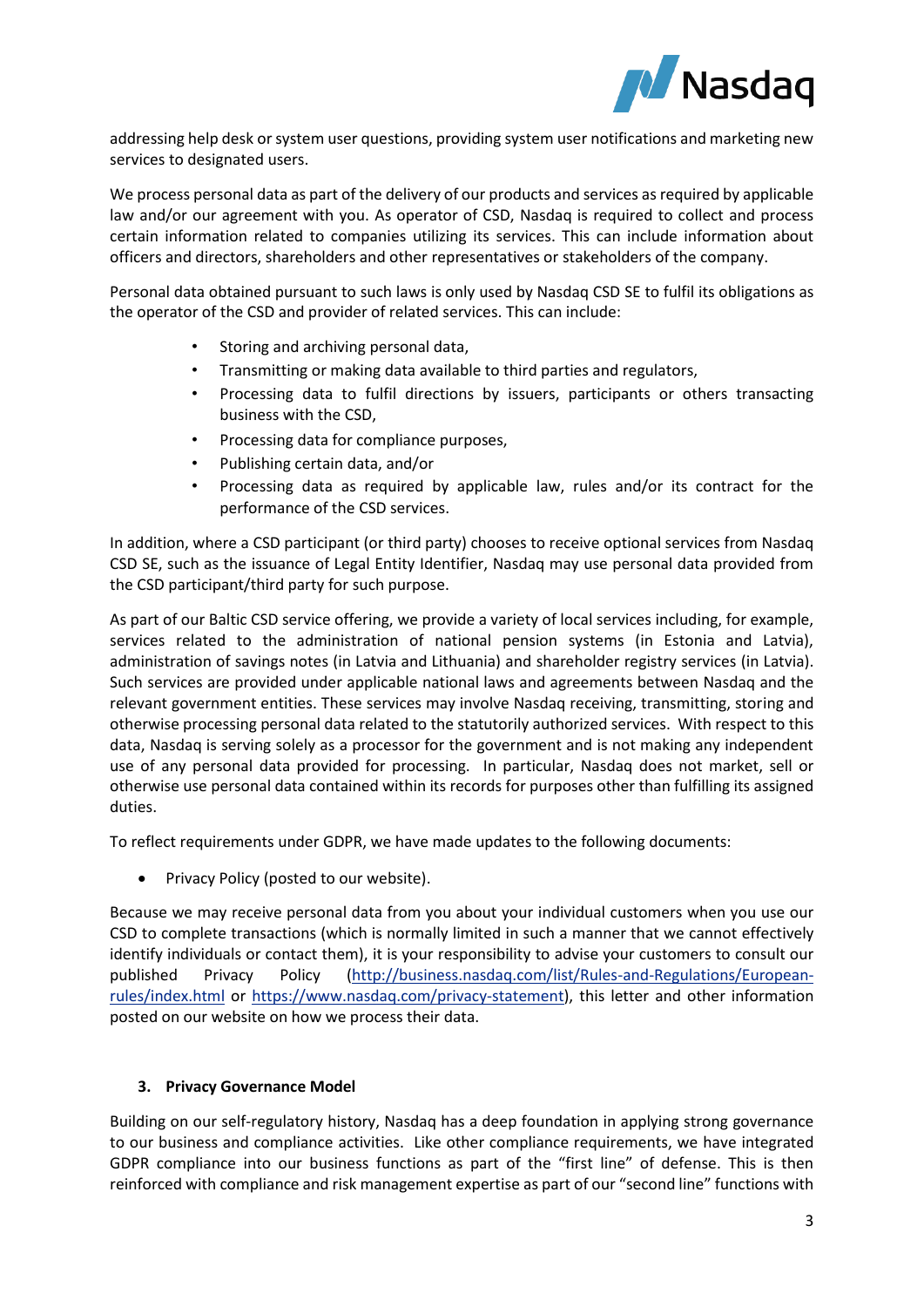addressing help desk or system user questions, providing system user notifications and marketing new services to designated users.

We process personal data as part of the delivery of our products and services as required by applicable law and/or our agreement with you. As operator of CSD, Nasdaq is required to collect and process certain information related to companies utilizing its services. This can include information about officers and directors, shareholders and other representatives or stakeholders of the company.

Personal data obtained pursuant to such laws is only used by Nasdaq CSD SE to fulfil its obligations as the operator of the CSD and provider of related services. This can include:

- Storing and archiving personal data,
- Transmitting or making data available to third parties and regulators,
- Processing data to fulfil directions by issuers, participants or others transacting business with the CSD,
- Processing data for compliance purposes,
- Publishing certain data, and/or
- Processing data as required by applicable law, rules and/or its contract for the performance of the CSD services.

In addition, where a CSD participant (or third party) chooses to receive optional services from Nasdaq CSD SE, such as the issuance of Legal Entity Identifier, Nasdaq may use personal data provided from the CSD participant/third party for such purpose.

As part of our Baltic CSD service offering, we provide a variety of local services including, for example, services related to the administration of national pension systems (in Estonia and Latvia), administration of savings notes (in Latvia and Lithuania) and shareholder registry services (in Latvia). Such services are provided under applicable national laws and agreements between Nasdaq and the relevant government entities. These services may involve Nasdaq receiving, transmitting, storing and otherwise processing personal data related to the statutorily authorized services. With respect to this data, Nasdaq is serving solely as a processor for the government and is not making any independent use of any personal data provided for processing. In particular, Nasdaq does not market, sell or otherwise use personal data contained within its records for purposes other than fulfilling its assigned duties.

To reflect requirements under GDPR, we have made updates to the following documents:

- Privacy Policy (posted to our website).

Because we may receive personal data from you about your individual customers when you use our CSD to complete transactions (which is normally limited in such a manner that we cannot effectively identify individuals or contact them), it is your responsibility to advise your customers to consult our published Privacy Policy (http://business.nasdaq.com/list/Rules-and-Regulations/European-rules/index.html or https://www.nasdaq.com/privacy-statement), this letter and other information posted on our website on how we process their data.

### 3. Privacy Governance Model

Building on our self-regulatory history, Nasdaq has a deep foundation in applying strong governance to our business and compliance activities. Like other compliance requirements, we have integrated GDPR compliance into our business functions as part of the "first line" of defense. This is then reinforced with compliance and risk management expertise as part of our "second line" functions with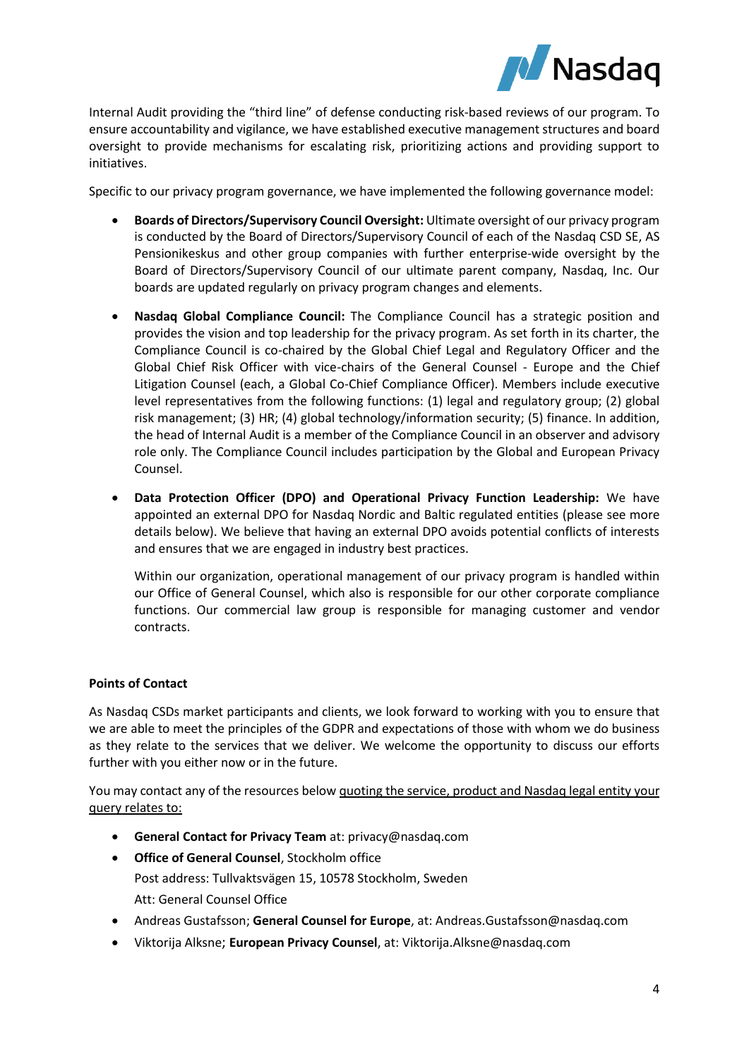Internal Audit providing the "third line" of defense conducting risk-based reviews of our program. To ensure accountability and vigilance, we have established executive management structures and board oversight to provide mechanisms for escalating risk, prioritizing actions and providing support to initiatives.

Specific to our privacy program governance, we have implemented the following governance model:

- **Boards of Directors/Supervisory Council Oversight:** Ultimate oversight of our privacy program is conducted by the Board of Directors/Supervisory Council of each of the Nasdaq CSD SE, AS Pensionikeskus and other group companies with further enterprise-wide oversight by the Board of Directors/Supervisory Council of our ultimate parent company, Nasdaq, Inc. Our boards are updated regularly on privacy program changes and elements.

- **Nasdaq Global Compliance Council:** The Compliance Council has a strategic position and provides the vision and top leadership for the privacy program. As set forth in its charter, the Compliance Council is co-chaired by the Global Chief Legal and Regulatory Officer and the Global Chief Risk Officer with vice-chairs of the General Counsel - Europe and the Chief Litigation Counsel (each, a Global Co-Chief Compliance Officer). Members include executive level representatives from the following functions: (1) legal and regulatory group; (2) global risk management; (3) HR; (4) global technology/information security; (5) finance. In addition, the head of Internal Audit is a member of the Compliance Council in an observer and advisory role only. The Compliance Council includes participation by the Global and European Privacy Counsel.

- **Data Protection Officer (DPO) and Operational Privacy Function Leadership:** We have appointed an external DPO for Nasdaq Nordic and Baltic regulated entities (please see more details below). We believe that having an external DPO avoids potential conflicts of interests and ensures that we are engaged in industry best practices.

  Within our organization, operational management of our privacy program is handled within our Office of General Counsel, which also is responsible for our other corporate compliance functions. Our commercial law group is responsible for managing customer and vendor contracts.

**Points of Contact**

As Nasdaq CSDs market participants and clients, we look forward to working with you to ensure that we are able to meet the principles of the GDPR and expectations of those with whom we do business as they relate to the services that we deliver. We welcome the opportunity to discuss our efforts further with you either now or in the future.

You may contact any of the resources below <u>quoting the service, product and Nasdaq legal entity your query relates to:</u>

- **General Contact for Privacy Team** at: privacy@nasdaq.com
- **Office of General Counsel**, Stockholm office
  Post address: Tullvaktsvägen 15, 10578 Stockholm, Sweden
  Att: General Counsel Office
- Andreas Gustafsson; **General Counsel for Europe**, at: Andreas.Gustafsson@nasdaq.com
- Viktorija Alksne; **European Privacy Counsel**, at: Viktorija.Alksne@nasdaq.com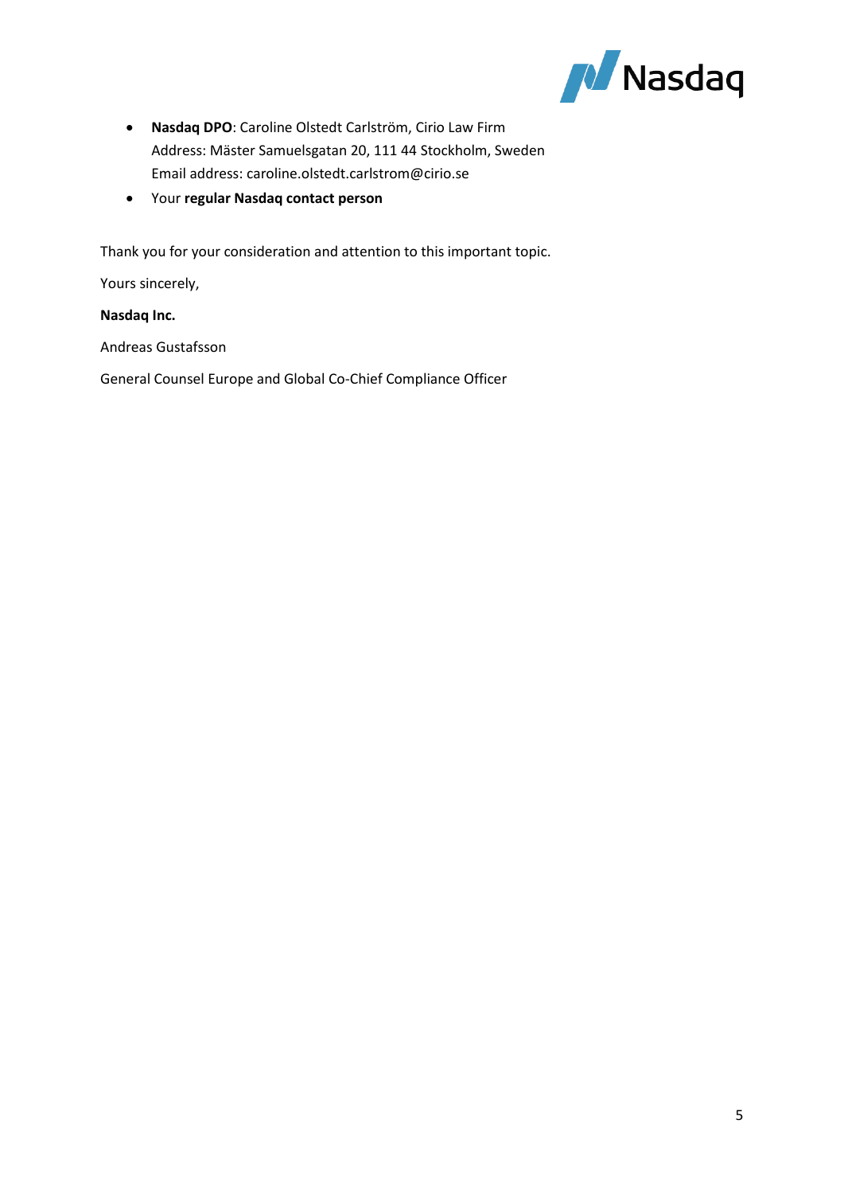- **Nasdaq DPO**: Caroline Olstedt Carlström, Cirio Law Firm
  Address: Mäster Samuelsgatan 20, 111 44 Stockholm, Sweden
  Email address: caroline.olstedt.carlstrom@cirio.se
- Your **regular Nasdaq contact person**

Thank you for your consideration and attention to this important topic.

Yours sincerely,

**Nasdaq Inc.**

Andreas Gustafsson

General Counsel Europe and Global Co-Chief Compliance Officer